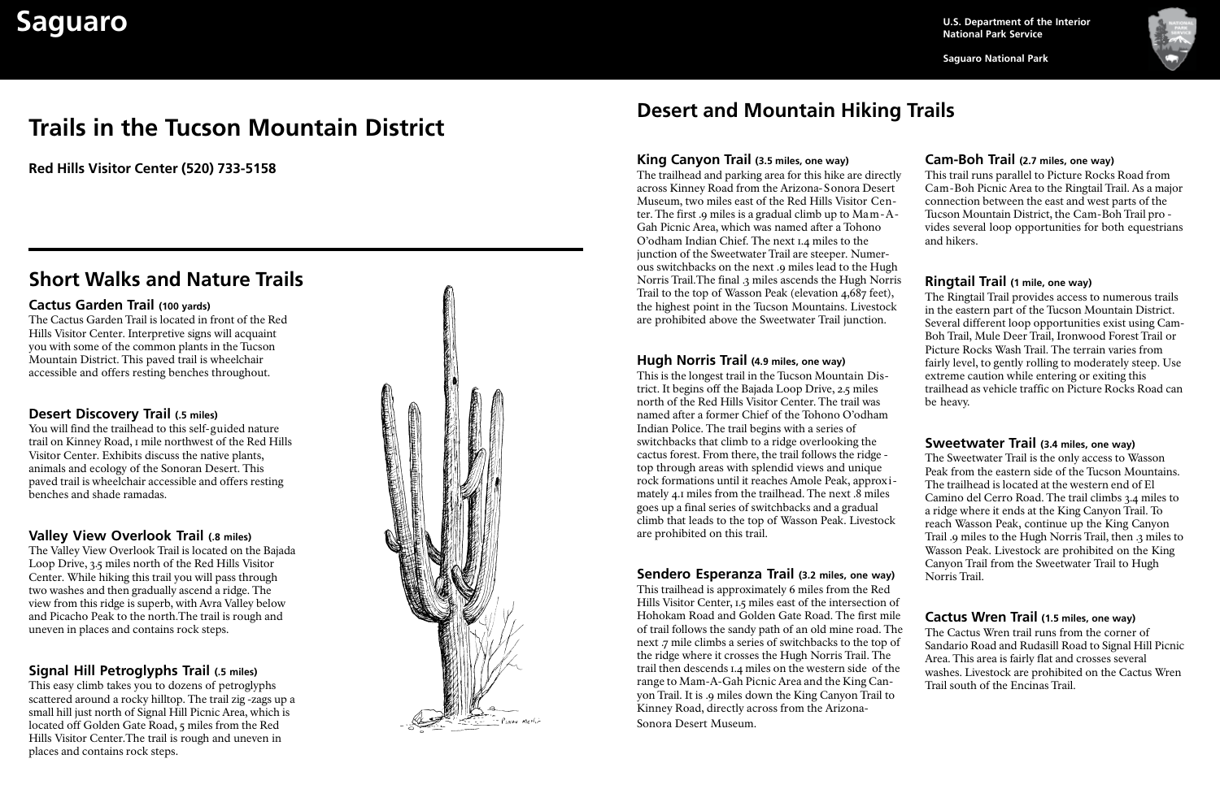# Saguaro

U.S. Department of the Interior
National Park Service

Saguaro National Park

## Trails in the Tucson Mountain District

**Red Hills Visitor Center (520) 733-5158**

## Short Walks and Nature Trails

### Cactus Garden Trail (100 yards)

The Cactus Garden Trail is located in front of the Red Hills Visitor Center. Interpretive signs will acquaint you with some of the common plants in the Tucson Mountain District. This paved trail is wheelchair accessible and offers resting benches throughout.

### Desert Discovery Trail (.5 miles)

You will find the trailhead to this self-guided nature trail on Kinney Road, 1 mile northwest of the Red Hills Visitor Center. Exhibits discuss the native plants, animals and ecology of the Sonoran Desert. This paved trail is wheelchair accessible and offers resting benches and shade ramadas.

### Valley View Overlook Trail (.8 miles)

The Valley View Overlook Trail is located on the Bajada Loop Drive, 3.5 miles north of the Red Hills Visitor Center. While hiking this trail you will pass through two washes and then gradually ascend a ridge. The view from this ridge is superb, with Avra Valley below and Picacho Peak to the north.The trail is rough and uneven in places and contains rock steps.

### Signal Hill Petroglyphs Trail (.5 miles)

This easy climb takes you to dozens of petroglyphs scattered around a rocky hilltop. The trail zig-zags up a small hill just north of Signal Hill Picnic Area, which is located off Golden Gate Road, 5 miles from the Red Hills Visitor Center.The trail is rough and uneven in places and contains rock steps.

## Desert and Mountain Hiking Trails

### King Canyon Trail (3.5 miles, one way)

The trailhead and parking area for this hike are directly across Kinney Road from the Arizona-Sonora Desert Museum, two miles east of the Red Hills Visitor Center. The first .9 miles is a gradual climb up to Mam-A-Gah Picnic Area, which was named after a Tohono O'odham Indian Chief. The next 1.4 miles to the junction of the Sweetwater Trail are steeper. Numerous switchbacks on the next .9 miles lead to the Hugh Norris Trail.The final .3 miles ascends the Hugh Norris Trail to the top of Wasson Peak (elevation 4,687 feet), the highest point in the Tucson Mountains. Livestock are prohibited above the Sweetwater Trail junction.

### Hugh Norris Trail (4.9 miles, one way)

This is the longest trail in the Tucson Mountain District. It begins off the Bajada Loop Drive, 2.5 miles north of the Red Hills Visitor Center. The trail was named after a former Chief of the Tohono O'odham Indian Police. The trail begins with a series of switchbacks that climb to a ridge overlooking the cactus forest. From there, the trail follows the ridge-top through areas with splendid views and unique rock formations until it reaches Amole Peak, approximately 4.1 miles from the trailhead. The next .8 miles goes up a final series of switchbacks and a gradual climb that leads to the top of Wasson Peak. Livestock are prohibited on this trail.

### Sendero Esperanza Trail (3.2 miles, one way)

This trailhead is approximately 6 miles from the Red Hills Visitor Center, 1.5 miles east of the intersection of Hohokam Road and Golden Gate Road. The first mile of trail follows the sandy path of an old mine road. The next .7 mile climbs a series of switchbacks to the top of the ridge where it crosses the Hugh Norris Trail. The trail then descends 1.4 miles on the western side of the range to Mam-A-Gah Picnic Area and the King Canyon Trail. It is .9 miles down the King Canyon Trail to Kinney Road, directly across from the Arizona-Sonora Desert Museum.

### Cam-Boh Trail (2.7 miles, one way)

This trail runs parallel to Picture Rocks Road from Cam-Boh Picnic Area to the Ringtail Trail. As a major connection between the east and west parts of the Tucson Mountain District, the Cam-Boh Trail provides several loop opportunities for both equestrians and hikers.

### Ringtail Trail (1 mile, one way)

The Ringtail Trail provides access to numerous trails in the eastern part of the Tucson Mountain District. Several different loop opportunities exist using Cam-Boh Trail, Mule Deer Trail, Ironwood Forest Trail or Picture Rocks Wash Trail. The terrain varies from fairly level, to gently rolling to moderately steep. Use extreme caution while entering or exiting this trailhead as vehicle traffic on Picture Rocks Road can be heavy.

### Sweetwater Trail (3.4 miles, one way)

The Sweetwater Trail is the only access to Wasson Peak from the eastern side of the Tucson Mountains. The trailhead is located at the western end of El Camino del Cerro Road. The trail climbs 3.4 miles to a ridge where it ends at the King Canyon Trail. To reach Wasson Peak, continue up the King Canyon Trail .9 miles to the Hugh Norris Trail, then .3 miles to Wasson Peak. Livestock are prohibited on the King Canyon Trail from the Sweetwater Trail to Hugh Norris Trail.

### Cactus Wren Trail (1.5 miles, one way)

The Cactus Wren trail runs from the corner of Sandario Road and Rudasill Road to Signal Hill Picnic Area. This area is fairly flat and crosses several washes. Livestock are prohibited on the Cactus Wren Trail south of the Encinas Trail.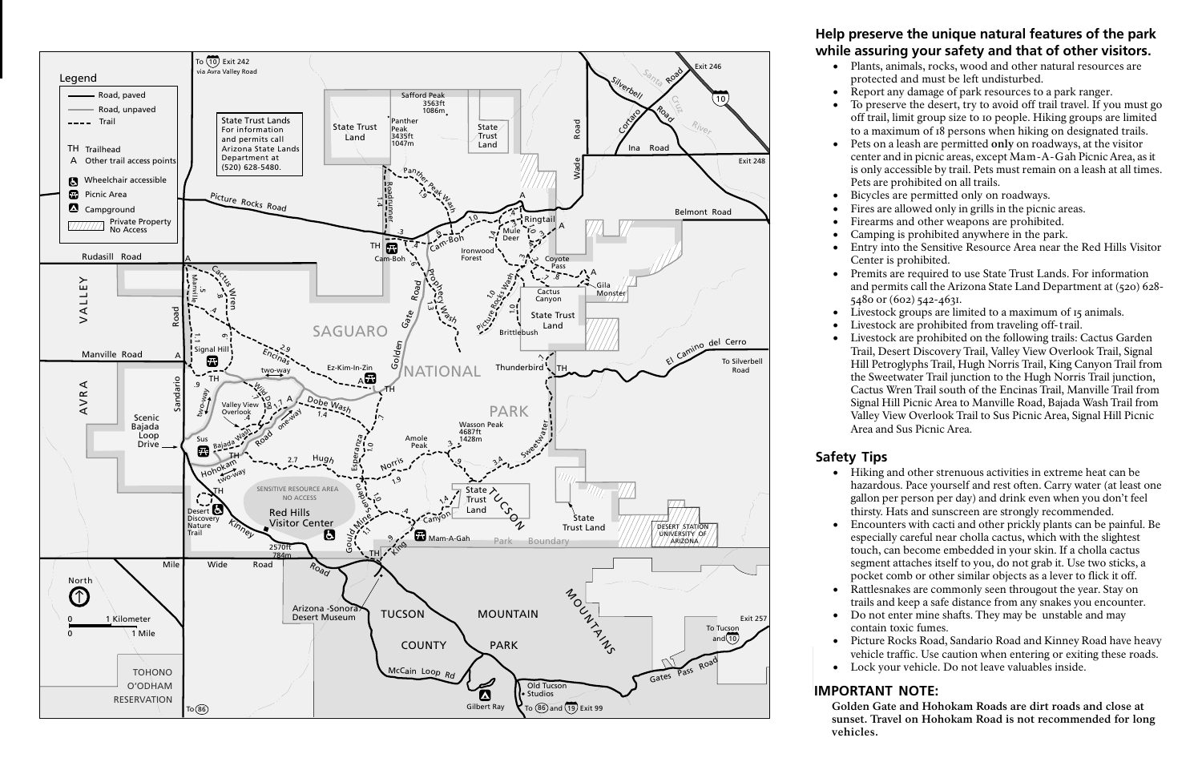## Help preserve the unique natural features of the park while assuring your safety and that of other visitors.

- Plants, animals, rocks, wood and other natural resources are protected and must be left undisturbed.
- Report any damage of park resources to a park ranger.
- To preserve the desert, try to avoid off trail travel. If you must go off trail, limit group size to 10 people. Hiking groups are limited to a maximum of 18 persons when hiking on designated trails.
- Pets on a leash are permitted **only** on roadways, at the visitor center and in picnic areas, except Mam-A-Gah Picnic Area, as it is only accessible by trail. Pets must remain on a leash at all times. Pets are prohibited on all trails.
- Bicycles are permitted only on roadways.
- Fires are allowed only in grills in the picnic areas.
- Firearms and other weapons are prohibited.
- Camping is prohibited anywhere in the park.
- Entry into the Sensitive Resource Area near the Red Hills Visitor Center is prohibited.
- Permits are required to use State Trust Lands. For information and permits call the Arizona State Land Department at (520) 628-5480 or (602) 542-4631.
- Livestock groups are limited to a maximum of 15 animals.
- Livestock are prohibited from traveling off-trail.
- Livestock are prohibited on the following trails: Cactus Garden Trail, Desert Discovery Trail, Valley View Overlook Trail, Signal Hill Petroglyphs Trail, Hugh Norris Trail, King Canyon Trail from the Sweetwater Trail junction to the Hugh Norris Trail junction, Cactus Wren Trail south of the Encinas Trail, Manville Trail from Signal Hill Picnic Area to Manville Road, Bajada Wash Trail from Valley View Overlook Trail to Sus Picnic Area, Signal Hill Picnic Area and Sus Picnic Area.

## Safety Tips

- Hiking and other strenuous activities in extreme heat can be hazardous. Pace yourself and rest often. Carry water (at least one gallon per person per day) and drink even when you don't feel thirsty. Hats and sunscreen are strongly recommended.
- Encounters with cacti and other prickly plants can be painful. Be especially careful near cholla cactus, which with the slightest touch, can become embedded in your skin. If a cholla cactus segment attaches itself to you, do not grab it. Use two sticks, a pocket comb or other similar objects as a lever to flick it off.
- Rattlesnakes are commonly seen througout the year. Stay on trails and keep a safe distance from any snakes you encounter.
- Do not enter mine shafts. They may be unstable and may contain toxic fumes.
- Picture Rocks Road, Sandario Road and Kinney Road have heavy vehicle traffic. Use caution when entering or exiting these roads.
- Lock your vehicle. Do not leave valuables inside.

## IMPORTANT NOTE:

**Golden Gate and Hohokam Roads are dirt roads and close at sunset. Travel on Hohokam Road is not recommended for long vehicles.**